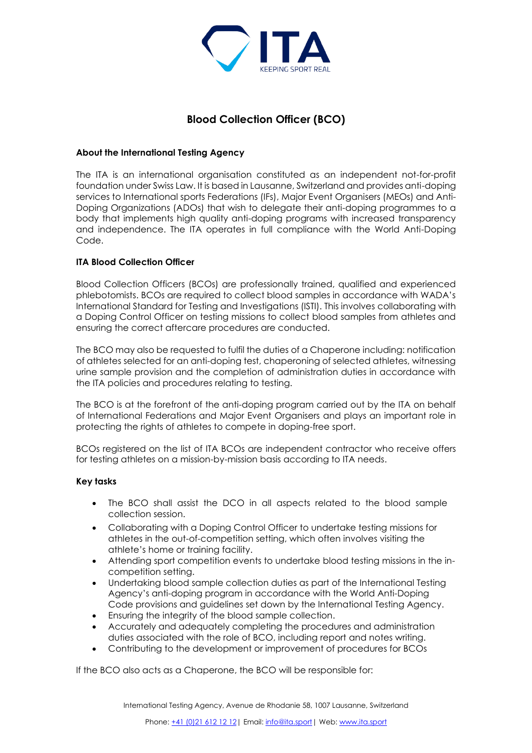# Blood Collection Officer (BCO)

### About the International Testing Agency

The ITA is an international organisation constituted as an independent not-for-profit foundation under Swiss Law. It is based in Lausanne, Switzerland and provides anti-doping services to International sports Federations (IFs), Major Event Organisers (MEOs) and Anti-Doping Organizations (ADOs) that wish to delegate their anti-doping programmes to a body that implements high quality anti-doping programs with increased transparency and independence. The ITA operates in full compliance with the World Anti-Doping Code.

### ITA Blood Collection Officer

Blood Collection Officers (BCOs) are professionally trained, qualified and experienced phlebotomists. BCOs are required to collect blood samples in accordance with WADA's International Standard for Testing and Investigations (ISTI). This involves collaborating with a Doping Control Officer on testing missions to collect blood samples from athletes and ensuring the correct aftercare procedures are conducted.

The BCO may also be requested to fulfil the duties of a Chaperone including: notification of athletes selected for an anti-doping test, chaperoning of selected athletes, witnessing urine sample provision and the completion of administration duties in accordance with the ITA policies and procedures relating to testing.

The BCO is at the forefront of the anti-doping program carried out by the ITA on behalf of International Federations and Major Event Organisers and plays an important role in protecting the rights of athletes to compete in doping-free sport.

BCOs registered on the list of ITA BCOs are independent contractor who receive offers for testing athletes on a mission-by-mission basis according to ITA needs.

### Key tasks

- The BCO shall assist the DCO in all aspects related to the blood sample collection session.
- Collaborating with a Doping Control Officer to undertake testing missions for athletes in the out-of-competition setting, which often involves visiting the athlete's home or training facility.
- Attending sport competition events to undertake blood testing missions in the in-competition setting.
- Undertaking blood sample collection duties as part of the International Testing Agency's anti-doping program in accordance with the World Anti-Doping Code provisions and guidelines set down by the International Testing Agency.
- Ensuring the integrity of the blood sample collection.
- Accurately and adequately completing the procedures and administration duties associated with the role of BCO, including report and notes writing.
- Contributing to the development or improvement of procedures for BCOs

If the BCO also acts as a Chaperone, the BCO will be responsible for: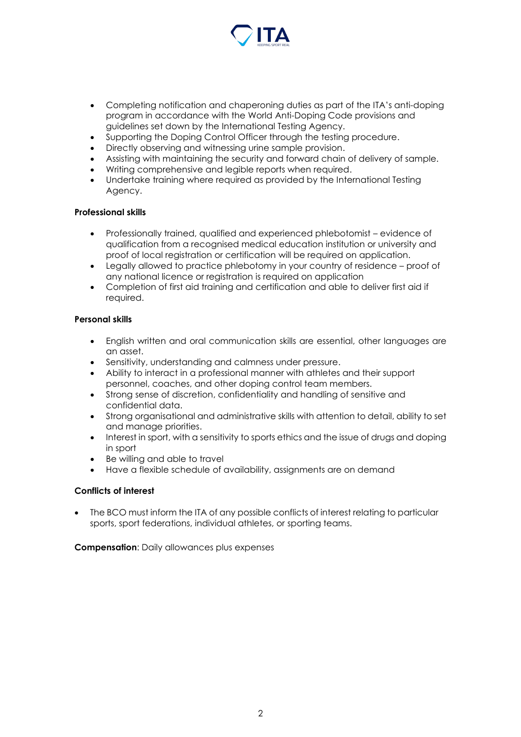- Completing notification and chaperoning duties as part of the ITA's anti-doping program in accordance with the World Anti-Doping Code provisions and guidelines set down by the International Testing Agency.
- Supporting the Doping Control Officer through the testing procedure.
- Directly observing and witnessing urine sample provision.
- Assisting with maintaining the security and forward chain of delivery of sample.
- Writing comprehensive and legible reports when required.
- Undertake training where required as provided by the International Testing Agency.

**Professional skills**

- Professionally trained, qualified and experienced phlebotomist – evidence of qualification from a recognised medical education institution or university and proof of local registration or certification will be required on application.
- Legally allowed to practice phlebotomy in your country of residence – proof of any national licence or registration is required on application
- Completion of first aid training and certification and able to deliver first aid if required.

**Personal skills**

- English written and oral communication skills are essential, other languages are an asset.
- Sensitivity, understanding and calmness under pressure.
- Ability to interact in a professional manner with athletes and their support personnel, coaches, and other doping control team members.
- Strong sense of discretion, confidentiality and handling of sensitive and confidential data.
- Strong organisational and administrative skills with attention to detail, ability to set and manage priorities.
- Interest in sport, with a sensitivity to sports ethics and the issue of drugs and doping in sport
- Be willing and able to travel
- Have a flexible schedule of availability, assignments are on demand

**Conflicts of interest**

- The BCO must inform the ITA of any possible conflicts of interest relating to particular sports, sport federations, individual athletes, or sporting teams.

**Compensation**: Daily allowances plus expenses